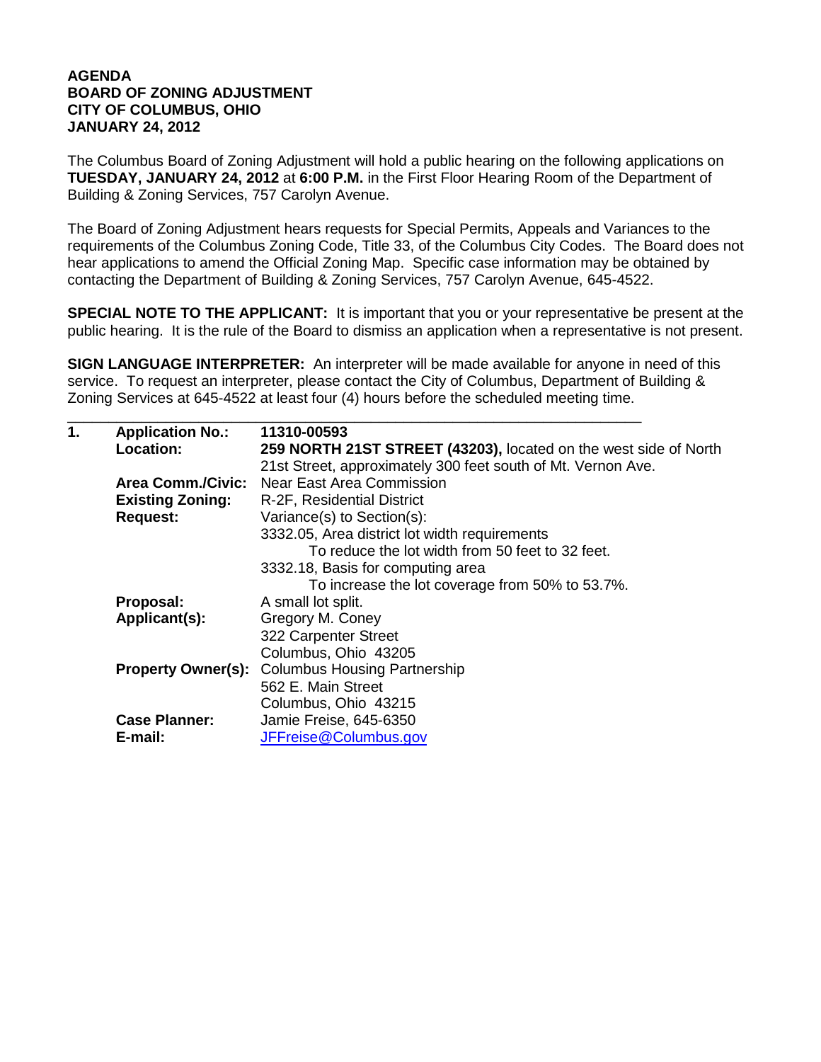**AGENDA**
**BOARD OF ZONING ADJUSTMENT**
**CITY OF COLUMBUS, OHIO**
**JANUARY 24, 2012**

The Columbus Board of Zoning Adjustment will hold a public hearing on the following applications on **TUESDAY, JANUARY 24, 2012** at **6:00 P.M.** in the First Floor Hearing Room of the Department of Building & Zoning Services, 757 Carolyn Avenue.

The Board of Zoning Adjustment hears requests for Special Permits, Appeals and Variances to the requirements of the Columbus Zoning Code, Title 33, of the Columbus City Codes. The Board does not hear applications to amend the Official Zoning Map. Specific case information may be obtained by contacting the Department of Building & Zoning Services, 757 Carolyn Avenue, 645-4522.

**SPECIAL NOTE TO THE APPLICANT:** It is important that you or your representative be present at the public hearing. It is the rule of the Board to dismiss an application when a representative is not present.

**SIGN LANGUAGE INTERPRETER:** An interpreter will be made available for anyone in need of this service. To request an interpreter, please contact the City of Columbus, Department of Building & Zoning Services at 645-4522 at least four (4) hours before the scheduled meeting time.

---

**1.** **Application No.:** **11310-00593**

**Location:** **259 NORTH 21ST STREET (43203),** located on the west side of North 21st Street, approximately 300 feet south of Mt. Vernon Ave.

**Area Comm./Civic:** Near East Area Commission

**Existing Zoning:** R-2F, Residential District

**Request:** Variance(s) to Section(s):
3332.05, Area district lot width requirements
  To reduce the lot width from 50 feet to 32 feet.
3332.18, Basis for computing area
  To increase the lot coverage from 50% to 53.7%.

**Proposal:** A small lot split.

**Applicant(s):** Gregory M. Coney
322 Carpenter Street
Columbus, Ohio 43205

**Property Owner(s):** Columbus Housing Partnership
562 E. Main Street
Columbus, Ohio 43215

**Case Planner:** Jamie Freise, 645-6350

**E-mail:** JFFreise@Columbus.gov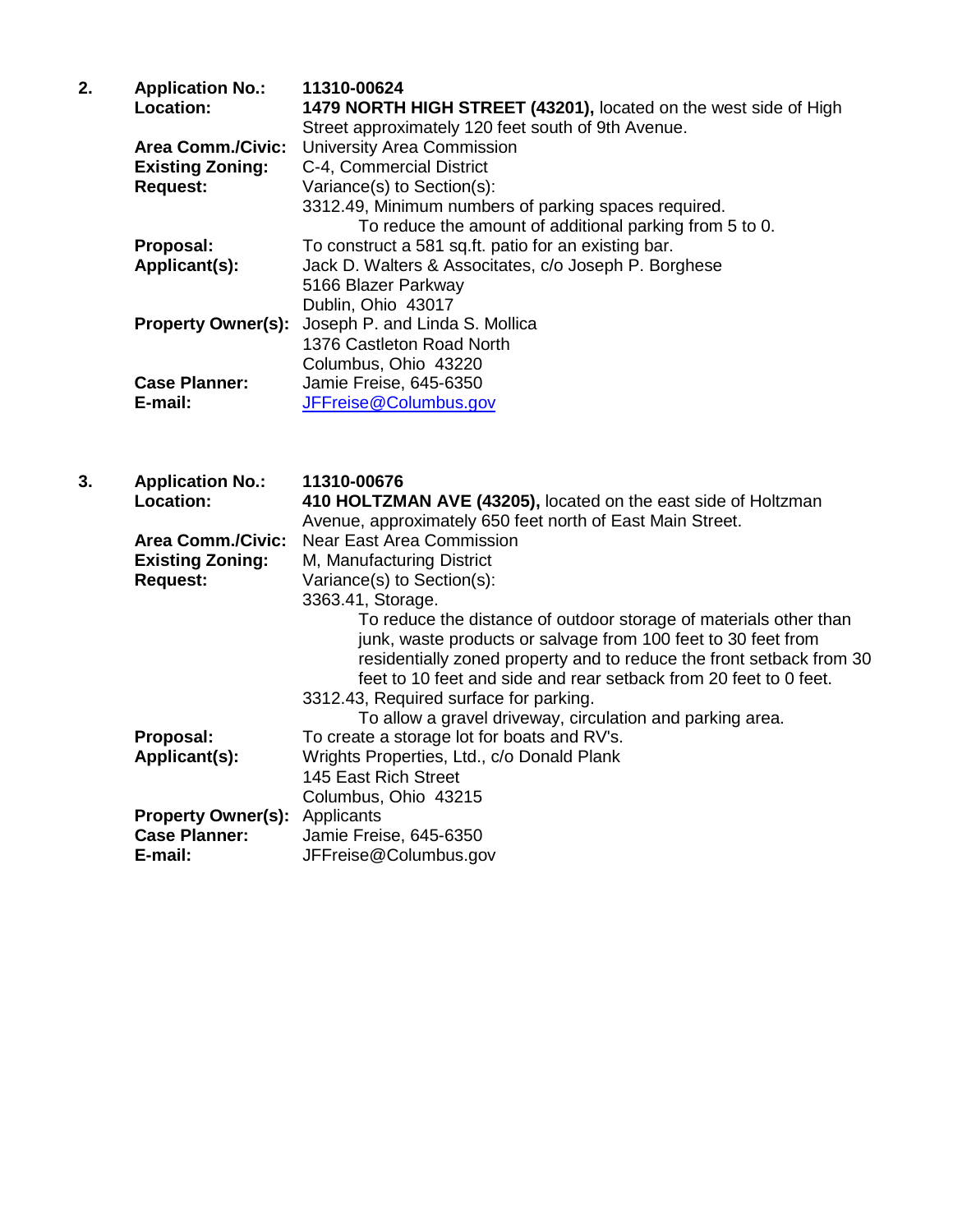2. **Application No.:** **11310-00624**
**Location:** **1479 NORTH HIGH STREET (43201),** located on the west side of High Street approximately 120 feet south of 9th Avenue.
**Area Comm./Civic:** University Area Commission
**Existing Zoning:** C-4, Commercial District
**Request:** Variance(s) to Section(s):
3312.49, Minimum numbers of parking spaces required.
To reduce the amount of additional parking from 5 to 0.
**Proposal:** To construct a 581 sq.ft. patio for an existing bar.
**Applicant(s):** Jack D. Walters & Associtates, c/o Joseph P. Borghese
5166 Blazer Parkway
Dublin, Ohio 43017
**Property Owner(s):** Joseph P. and Linda S. Mollica
1376 Castleton Road North
Columbus, Ohio 43220
**Case Planner:** Jamie Freise, 645-6350
**E-mail:** JFFreise@Columbus.gov

3. **Application No.:** **11310-00676**
**Location:** **410 HOLTZMAN AVE (43205),** located on the east side of Holtzman Avenue, approximately 650 feet north of East Main Street.
**Area Comm./Civic:** Near East Area Commission
**Existing Zoning:** M, Manufacturing District
**Request:** Variance(s) to Section(s):
3363.41, Storage.
To reduce the distance of outdoor storage of materials other than junk, waste products or salvage from 100 feet to 30 feet from residentially zoned property and to reduce the front setback from 30 feet to 10 feet and side and rear setback from 20 feet to 0 feet.
3312.43, Required surface for parking.
To allow a gravel driveway, circulation and parking area.
**Proposal:** To create a storage lot for boats and RV's.
**Applicant(s):** Wrights Properties, Ltd., c/o Donald Plank
145 East Rich Street
Columbus, Ohio 43215
**Property Owner(s):** Applicants
**Case Planner:** Jamie Freise, 645-6350
**E-mail:** JFFreise@Columbus.gov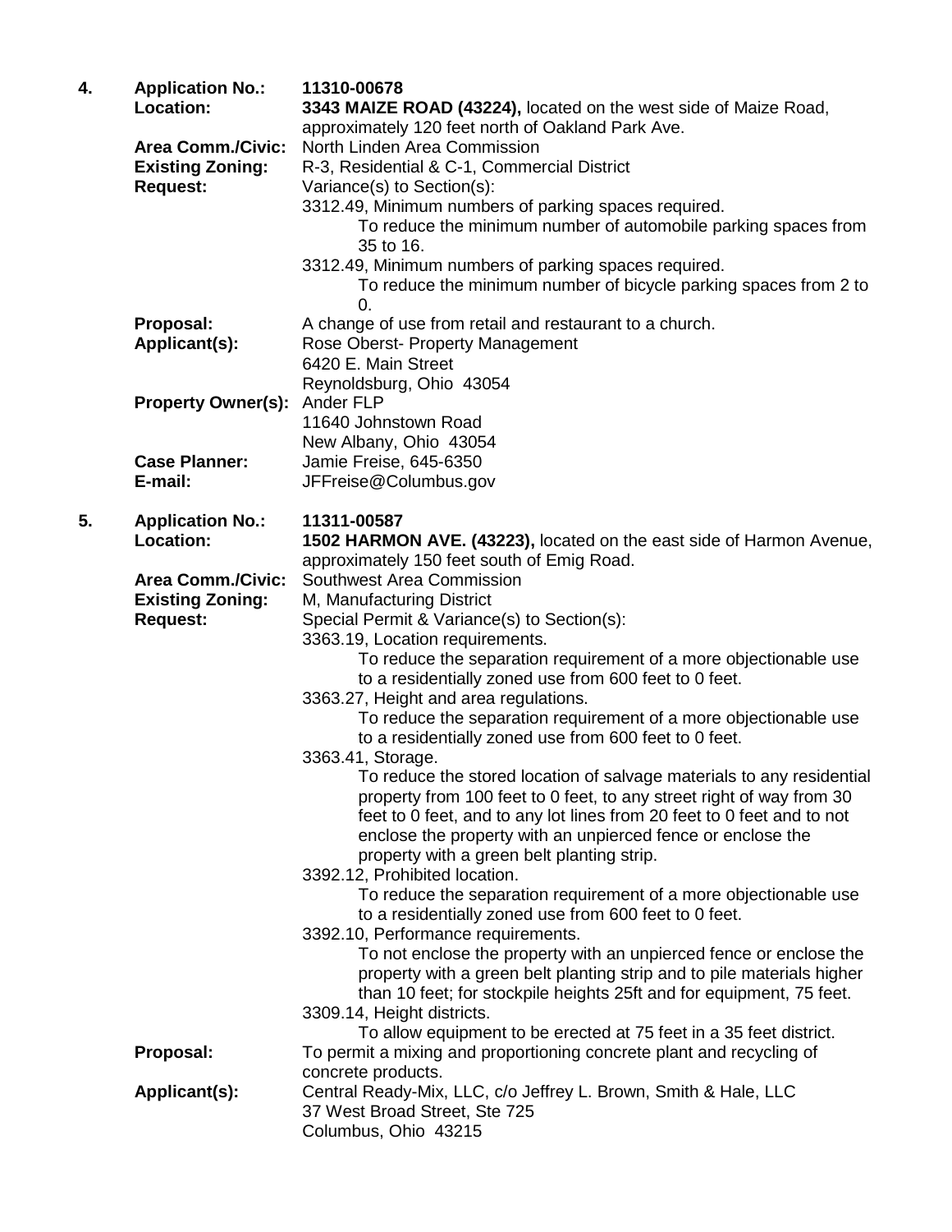4. **Application No.:** **11310-00678**

**Location:** **3343 MAIZE ROAD (43224),** located on the west side of Maize Road, approximately 120 feet north of Oakland Park Ave.

**Area Comm./Civic:** North Linden Area Commission

**Existing Zoning:** R-3, Residential & C-1, Commercial District

**Request:** Variance(s) to Section(s):

3312.49, Minimum numbers of parking spaces required.
 To reduce the minimum number of automobile parking spaces from 35 to 16.

3312.49, Minimum numbers of parking spaces required.
 To reduce the minimum number of bicycle parking spaces from 2 to 0.

**Proposal:** A change of use from retail and restaurant to a church.

**Applicant(s):** Rose Oberst- Property Management
6420 E. Main Street
Reynoldsburg, Ohio 43054

**Property Owner(s):** Ander FLP
11640 Johnstown Road
New Albany, Ohio 43054

**Case Planner:** Jamie Freise, 645-6350

**E-mail:** JFFreise@Columbus.gov

5. **Application No.:** **11311-00587**

**Location:** **1502 HARMON AVE. (43223),** located on the east side of Harmon Avenue, approximately 150 feet south of Emig Road.

**Area Comm./Civic:** Southwest Area Commission

**Existing Zoning:** M, Manufacturing District

**Request:** Special Permit & Variance(s) to Section(s):

3363.19, Location requirements.
 To reduce the separation requirement of a more objectionable use to a residentially zoned use from 600 feet to 0 feet.

3363.27, Height and area regulations.
 To reduce the separation requirement of a more objectionable use to a residentially zoned use from 600 feet to 0 feet.

3363.41, Storage.
 To reduce the stored location of salvage materials to any residential property from 100 feet to 0 feet, to any street right of way from 30 feet to 0 feet, and to any lot lines from 20 feet to 0 feet and to not enclose the property with an unpierced fence or enclose the property with a green belt planting strip.

3392.12, Prohibited location.
 To reduce the separation requirement of a more objectionable use to a residentially zoned use from 600 feet to 0 feet.

3392.10, Performance requirements.
 To not enclose the property with an unpierced fence or enclose the property with a green belt planting strip and to pile materials higher than 10 feet; for stockpile heights 25ft and for equipment, 75 feet.

3309.14, Height districts.
 To allow equipment to be erected at 75 feet in a 35 feet district.

**Proposal:** To permit a mixing and proportioning concrete plant and recycling of concrete products.

**Applicant(s):** Central Ready-Mix, LLC, c/o Jeffrey L. Brown, Smith & Hale, LLC
37 West Broad Street, Ste 725
Columbus, Ohio 43215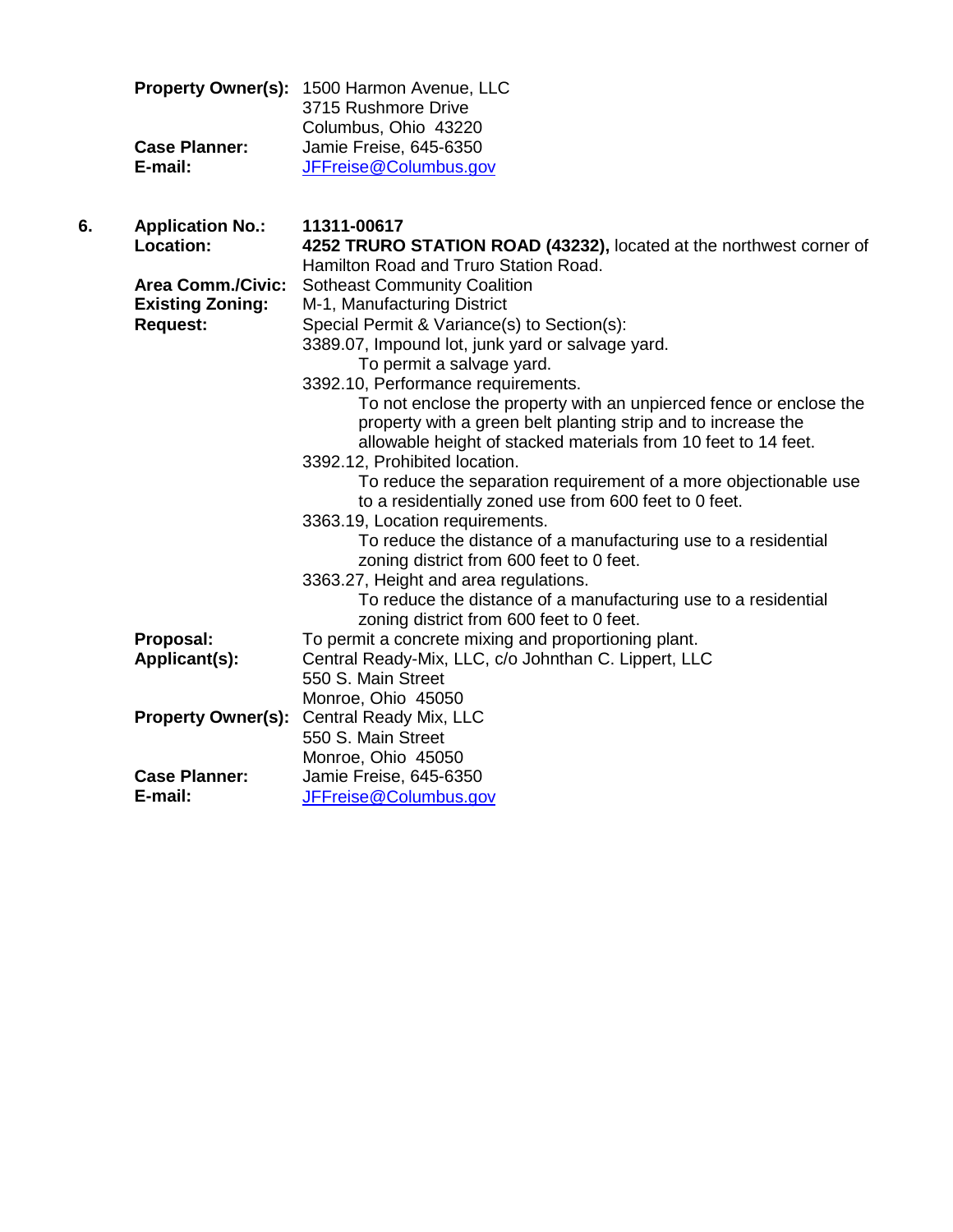**Property Owner(s):** 1500 Harmon Avenue, LLC
3715 Rushmore Drive
Columbus, Ohio 43220

**Case Planner:** Jamie Freise, 645-6350

**E-mail:** JFFreise@Columbus.gov

6. **Application No.:** **11311-00617**

**Location:** **4252 TRURO STATION ROAD (43232),** located at the northwest corner of Hamilton Road and Truro Station Road.

**Area Comm./Civic:** Sotheast Community Coalition

**Existing Zoning:** M-1, Manufacturing District

**Request:** Special Permit & Variance(s) to Section(s):

3389.07, Impound lot, junk yard or salvage yard.
- To permit a salvage yard.

3392.10, Performance requirements.
- To not enclose the property with an unpierced fence or enclose the property with a green belt planting strip and to increase the allowable height of stacked materials from 10 feet to 14 feet.

3392.12, Prohibited location.
- To reduce the separation requirement of a more objectionable use to a residentially zoned use from 600 feet to 0 feet.

3363.19, Location requirements.
- To reduce the distance of a manufacturing use to a residential zoning district from 600 feet to 0 feet.

3363.27, Height and area regulations.
- To reduce the distance of a manufacturing use to a residential zoning district from 600 feet to 0 feet.

**Proposal:** To permit a concrete mixing and proportioning plant.

**Applicant(s):** Central Ready-Mix, LLC, c/o Johnthan C. Lippert, LLC
550 S. Main Street
Monroe, Ohio 45050

**Property Owner(s):** Central Ready Mix, LLC
550 S. Main Street
Monroe, Ohio 45050

**Case Planner:** Jamie Freise, 645-6350

**E-mail:** JFFreise@Columbus.gov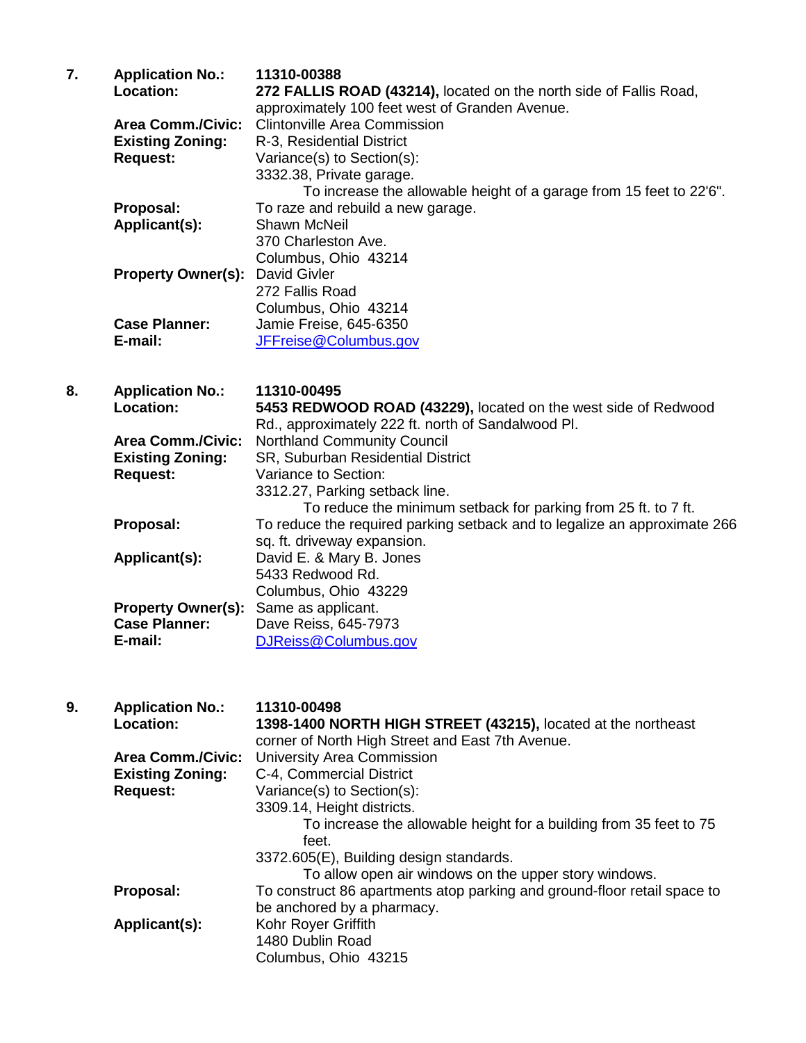**7.** **Application No.:** **11310-00388**

**Location:** **272 FALLIS ROAD (43214),** located on the north side of Fallis Road, approximately 100 feet west of Granden Avenue.

**Area Comm./Civic:** Clintonville Area Commission

**Existing Zoning:** R-3, Residential District

**Request:** Variance(s) to Section(s):

3332.38, Private garage.

To increase the allowable height of a garage from 15 feet to 22'6".

**Proposal:** To raze and rebuild a new garage.

**Applicant(s):** Shawn McNeil
370 Charleston Ave.
Columbus, Ohio 43214

**Property Owner(s):** David Givler
272 Fallis Road
Columbus, Ohio 43214

**Case Planner:** Jamie Freise, 645-6350

**E-mail:** JFFreise@Columbus.gov

**8.** **Application No.:** **11310-00495**

**Location:** **5453 REDWOOD ROAD (43229),** located on the west side of Redwood Rd., approximately 222 ft. north of Sandalwood Pl.

**Area Comm./Civic:** Northland Community Council

**Existing Zoning:** SR, Suburban Residential District

**Request:** Variance to Section:

3312.27, Parking setback line.

To reduce the minimum setback for parking from 25 ft. to 7 ft.

**Proposal:** To reduce the required parking setback and to legalize an approximate 266 sq. ft. driveway expansion.

**Applicant(s):** David E. & Mary B. Jones
5433 Redwood Rd.
Columbus, Ohio 43229

**Property Owner(s):** Same as applicant.

**Case Planner:** Dave Reiss, 645-7973

**E-mail:** DJReiss@Columbus.gov

**9.** **Application No.:** **11310-00498**

**Location:** **1398-1400 NORTH HIGH STREET (43215),** located at the northeast corner of North High Street and East 7th Avenue.

**Area Comm./Civic:** University Area Commission

**Existing Zoning:** C-4, Commercial District

**Request:** Variance(s) to Section(s):

3309.14, Height districts.

To increase the allowable height for a building from 35 feet to 75 feet.

3372.605(E), Building design standards.

To allow open air windows on the upper story windows.

**Proposal:** To construct 86 apartments atop parking and ground-floor retail space to be anchored by a pharmacy.

**Applicant(s):** Kohr Royer Griffith
1480 Dublin Road
Columbus, Ohio 43215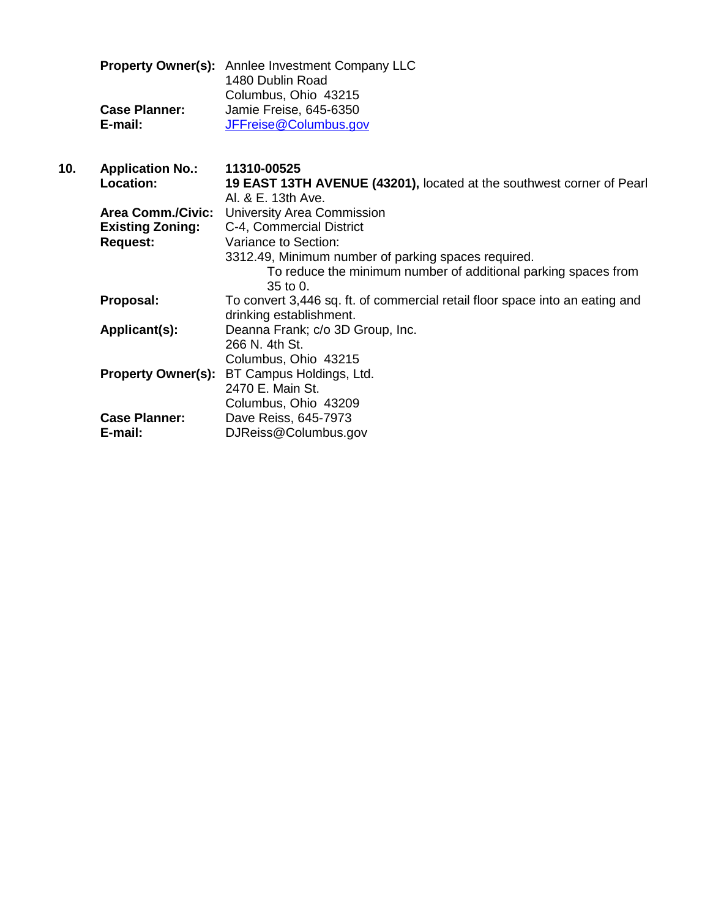**Property Owner(s):** Annlee Investment Company LLC
1480 Dublin Road
Columbus, Ohio 43215

**Case Planner:** Jamie Freise, 645-6350

**E-mail:** JFFreise@Columbus.gov

10. **Application No.:** **11310-00525**

**Location:** **19 EAST 13TH AVENUE (43201),** located at the southwest corner of Pearl Al. & E. 13th Ave.

**Area Comm./Civic:** University Area Commission

**Existing Zoning:** C-4, Commercial District

**Request:** Variance to Section:
3312.49, Minimum number of parking spaces required.
To reduce the minimum number of additional parking spaces from 35 to 0.

**Proposal:** To convert 3,446 sq. ft. of commercial retail floor space into an eating and drinking establishment.

**Applicant(s):** Deanna Frank; c/o 3D Group, Inc.
266 N. 4th St.
Columbus, Ohio 43215

**Property Owner(s):** BT Campus Holdings, Ltd.
2470 E. Main St.
Columbus, Ohio 43209

**Case Planner:** Dave Reiss, 645-7973

**E-mail:** DJReiss@Columbus.gov